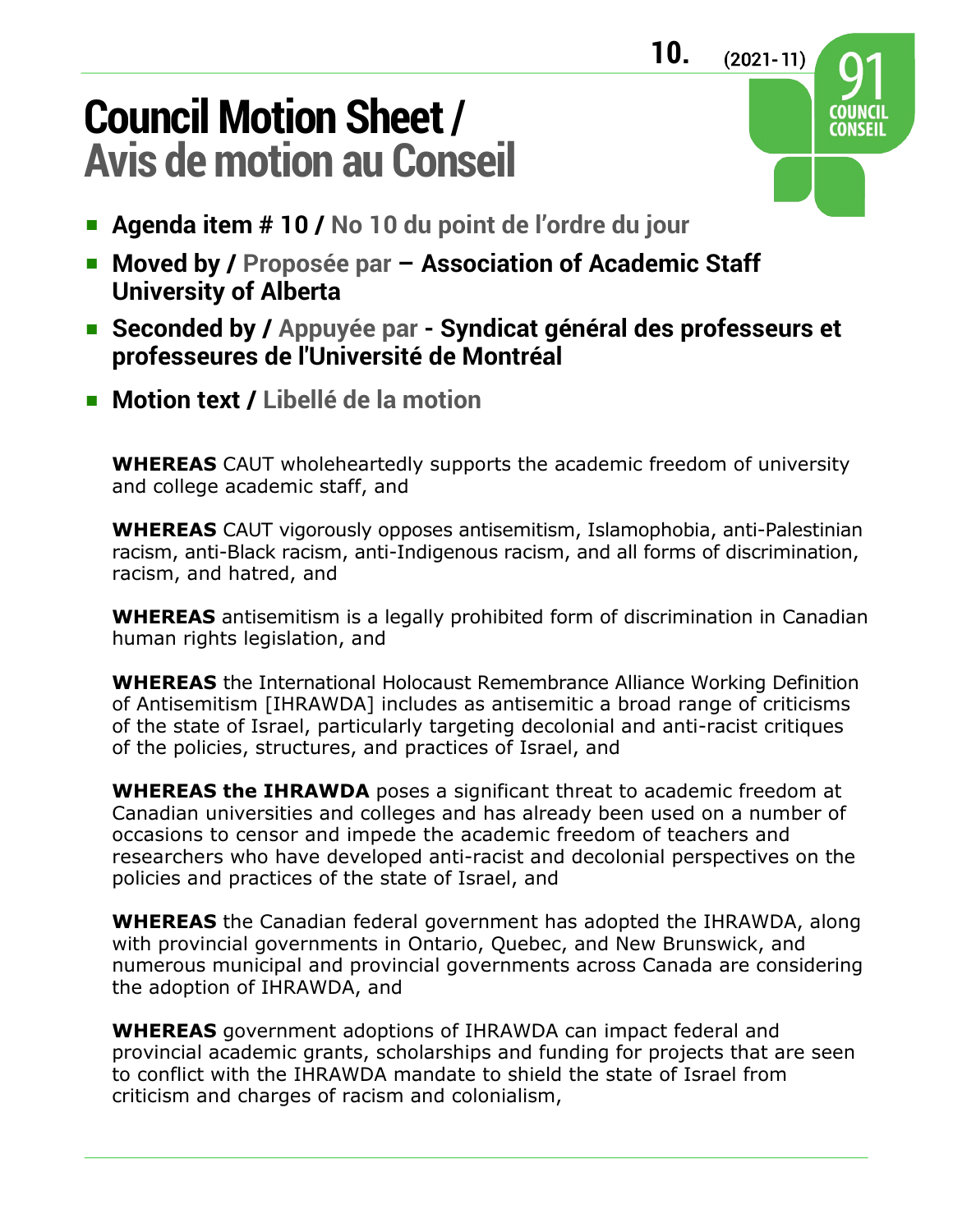10. (2021-11)

# Council Motion Sheet / Avis de motion au Conseil

- **Agenda item # 10 / No 10 du point de l'ordre du jour**
- **Moved by / Proposée par – Association of Academic Staff University of Alberta**
- **Seconded by / Appuyée par - Syndicat général des professeurs et professeures de l'Université de Montréal**
- **Motion text / Libellé de la motion**

**WHEREAS** CAUT wholeheartedly supports the academic freedom of university and college academic staff, and

**WHEREAS** CAUT vigorously opposes antisemitism, Islamophobia, anti-Palestinian racism, anti-Black racism, anti-Indigenous racism, and all forms of discrimination, racism, and hatred, and

**WHEREAS** antisemitism is a legally prohibited form of discrimination in Canadian human rights legislation, and

**WHEREAS** the International Holocaust Remembrance Alliance Working Definition of Antisemitism [IHRAWDA] includes as antisemitic a broad range of criticisms of the state of Israel, particularly targeting decolonial and anti-racist critiques of the policies, structures, and practices of Israel, and

**WHEREAS the IHRAWDA** poses a significant threat to academic freedom at Canadian universities and colleges and has already been used on a number of occasions to censor and impede the academic freedom of teachers and researchers who have developed anti-racist and decolonial perspectives on the policies and practices of the state of Israel, and

**WHEREAS** the Canadian federal government has adopted the IHRAWDA, along with provincial governments in Ontario, Quebec, and New Brunswick, and numerous municipal and provincial governments across Canada are considering the adoption of IHRAWDA, and

**WHEREAS** government adoptions of IHRAWDA can impact federal and provincial academic grants, scholarships and funding for projects that are seen to conflict with the IHRAWDA mandate to shield the state of Israel from criticism and charges of racism and colonialism,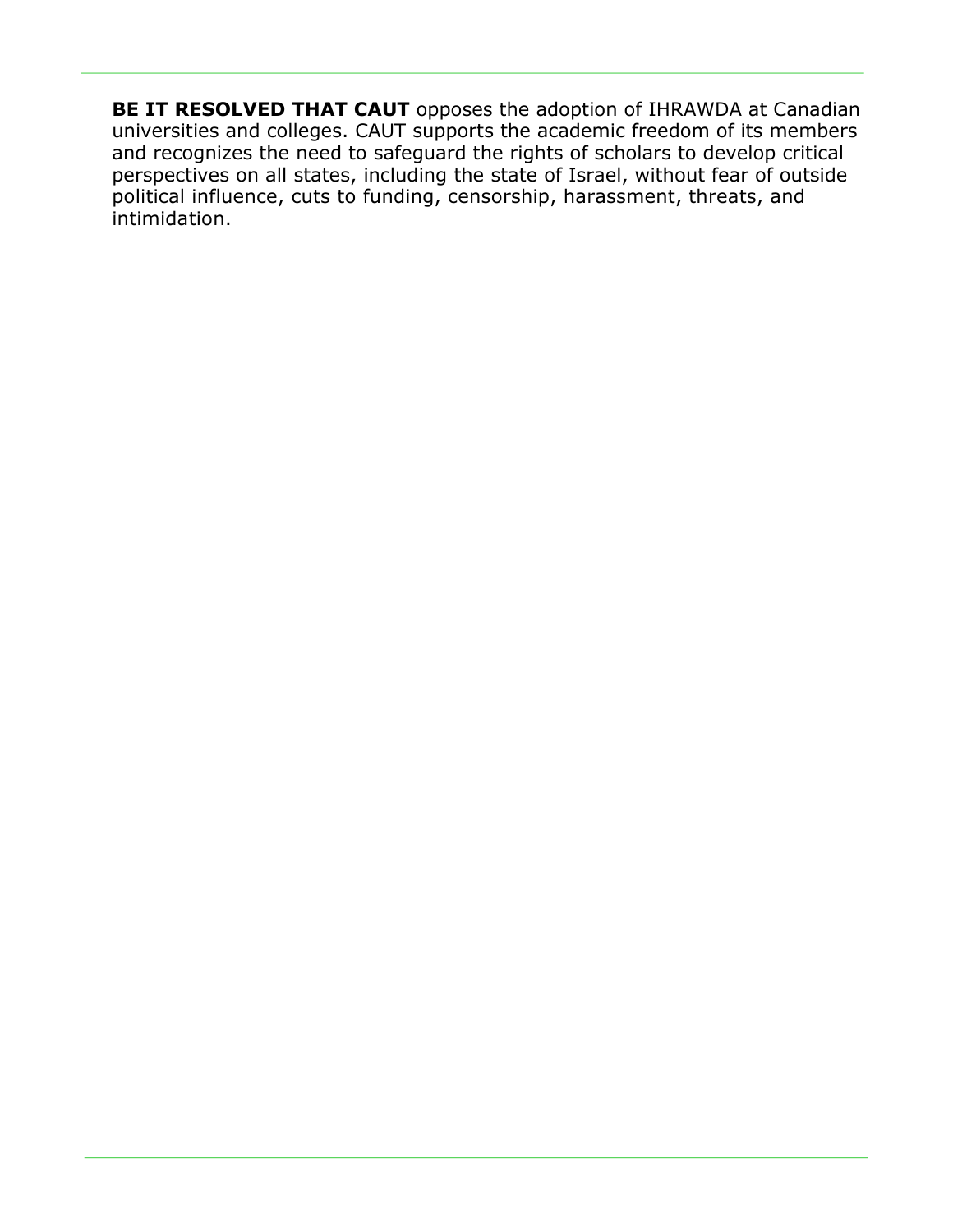**BE IT RESOLVED THAT CAUT** opposes the adoption of IHRAWDA at Canadian universities and colleges. CAUT supports the academic freedom of its members and recognizes the need to safeguard the rights of scholars to develop critical perspectives on all states, including the state of Israel, without fear of outside political influence, cuts to funding, censorship, harassment, threats, and intimidation.